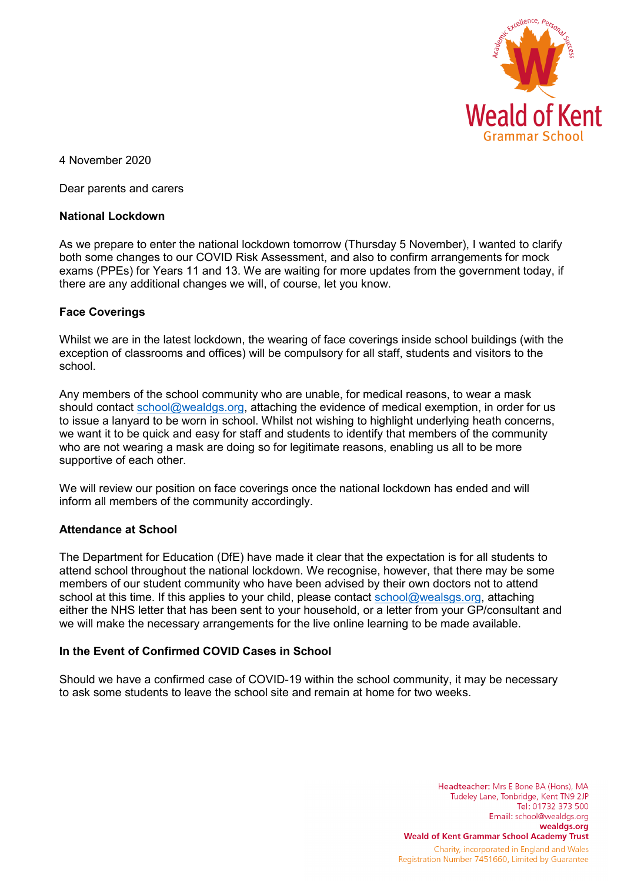4 November 2020

Dear parents and carers

**National Lockdown**

As we prepare to enter the national lockdown tomorrow (Thursday 5 November), I wanted to clarify both some changes to our COVID Risk Assessment, and also to confirm arrangements for mock exams (PPEs) for Years 11 and 13. We are waiting for more updates from the government today, if there are any additional changes we will, of course, let you know.

**Face Coverings**

Whilst we are in the latest lockdown, the wearing of face coverings inside school buildings (with the exception of classrooms and offices) will be compulsory for all staff, students and visitors to the school.

Any members of the school community who are unable, for medical reasons, to wear a mask should contact school@wealdgs.org, attaching the evidence of medical exemption, in order for us to issue a lanyard to be worn in school. Whilst not wishing to highlight underlying heath concerns, we want it to be quick and easy for staff and students to identify that members of the community who are not wearing a mask are doing so for legitimate reasons, enabling us all to be more supportive of each other.

We will review our position on face coverings once the national lockdown has ended and will inform all members of the community accordingly.

**Attendance at School**

The Department for Education (DfE) have made it clear that the expectation is for all students to attend school throughout the national lockdown. We recognise, however, that there may be some members of our student community who have been advised by their own doctors not to attend school at this time. If this applies to your child, please contact school@wealsgs.org, attaching either the NHS letter that has been sent to your household, or a letter from your GP/consultant and we will make the necessary arrangements for the live online learning to be made available.

**In the Event of Confirmed COVID Cases in School**

Should we have a confirmed case of COVID-19 within the school community, it may be necessary to ask some students to leave the school site and remain at home for two weeks.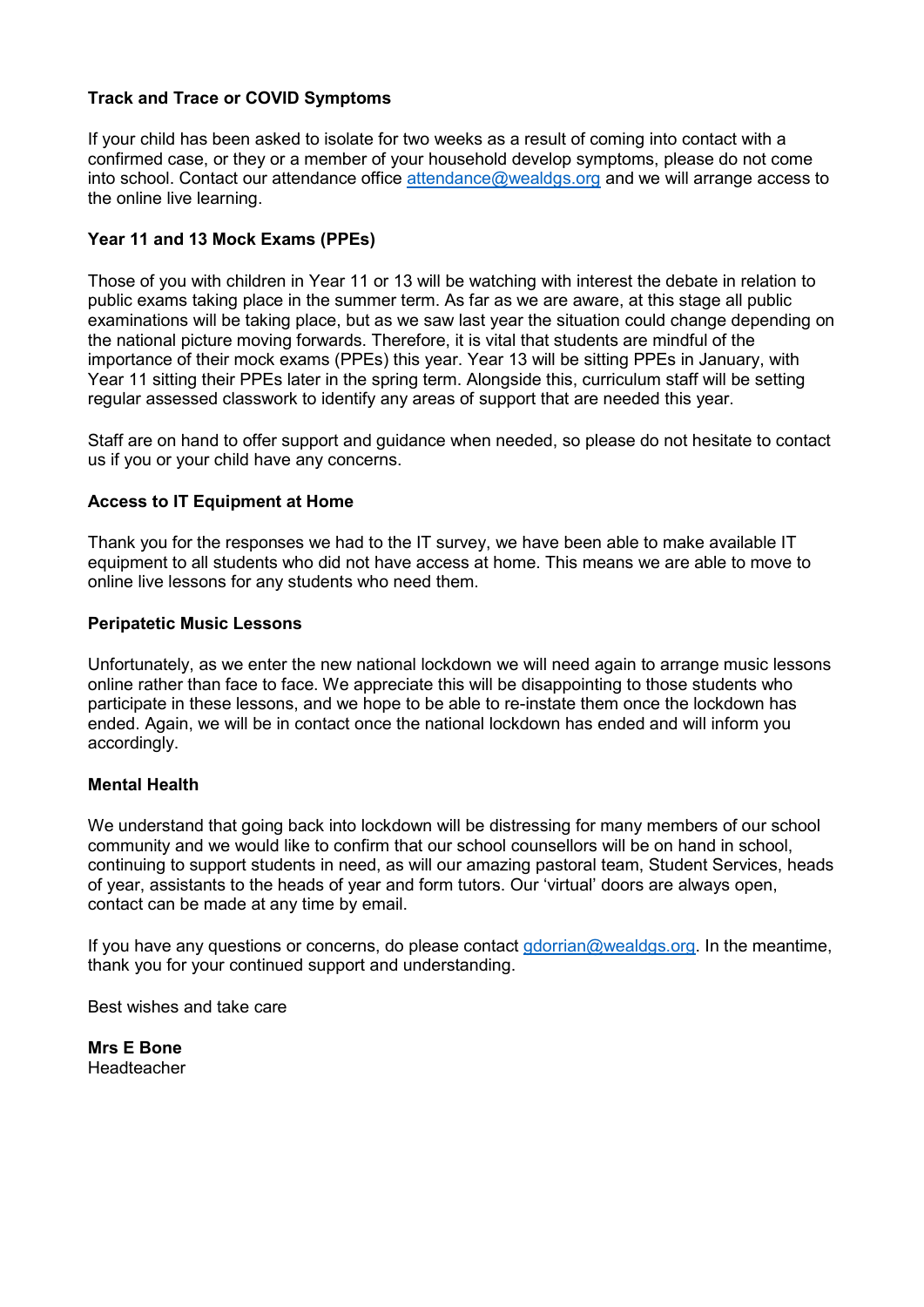**Track and Trace or COVID Symptoms**

If your child has been asked to isolate for two weeks as a result of coming into contact with a confirmed case, or they or a member of your household develop symptoms, please do not come into school. Contact our attendance office attendance@wealdgs.org and we will arrange access to the online live learning.

**Year 11 and 13 Mock Exams (PPEs)**

Those of you with children in Year 11 or 13 will be watching with interest the debate in relation to public exams taking place in the summer term. As far as we are aware, at this stage all public examinations will be taking place, but as we saw last year the situation could change depending on the national picture moving forwards. Therefore, it is vital that students are mindful of the importance of their mock exams (PPEs) this year. Year 13 will be sitting PPEs in January, with Year 11 sitting their PPEs later in the spring term. Alongside this, curriculum staff will be setting regular assessed classwork to identify any areas of support that are needed this year.

Staff are on hand to offer support and guidance when needed, so please do not hesitate to contact us if you or your child have any concerns.

**Access to IT Equipment at Home**

Thank you for the responses we had to the IT survey, we have been able to make available IT equipment to all students who did not have access at home. This means we are able to move to online live lessons for any students who need them.

**Peripatetic Music Lessons**

Unfortunately, as we enter the new national lockdown we will need again to arrange music lessons online rather than face to face. We appreciate this will be disappointing to those students who participate in these lessons, and we hope to be able to re-instate them once the lockdown has ended. Again, we will be in contact once the national lockdown has ended and will inform you accordingly.

**Mental Health**

We understand that going back into lockdown will be distressing for many members of our school community and we would like to confirm that our school counsellors will be on hand in school, continuing to support students in need, as will our amazing pastoral team, Student Services, heads of year, assistants to the heads of year and form tutors. Our 'virtual' doors are always open, contact can be made at any time by email.

If you have any questions or concerns, do please contact gdorrian@wealdgs.org. In the meantime, thank you for your continued support and understanding.

Best wishes and take care

**Mrs E Bone**
Headteacher